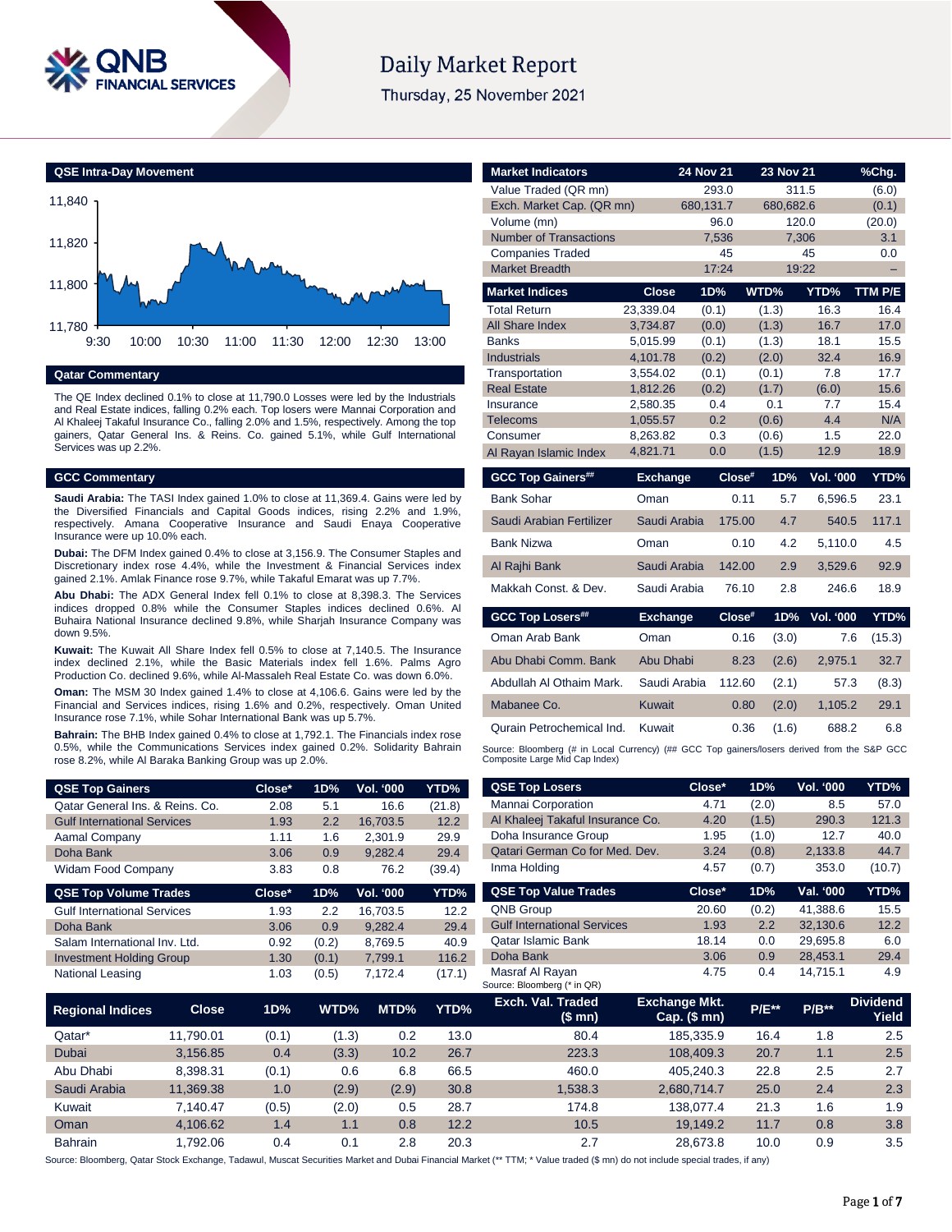# Daily Market Report

Thursday, 25 November 2021

## QSE Intra-Day Movement

## Qatar Commentary

The QE Index declined 0.1% to close at 11,790.0 Losses were led by the Industrials and Real Estate indices, falling 0.2% each. Top losers were Mannai Corporation and Al Khaleej Takaful Insurance Co., falling 2.0% and 1.5%, respectively. Among the top gainers, Qatar General Ins. & Reins. Co. gained 5.1%, while Gulf International Services was up 2.2%.

## GCC Commentary

**Saudi Arabia:** The TASI Index gained 1.0% to close at 11,369.4. Gains were led by the Diversified Financials and Capital Goods indices, rising 2.2% and 1.9%, respectively. Amana Cooperative Insurance and Saudi Enaya Cooperative Insurance were up 10.0% each.

**Dubai:** The DFM Index gained 0.4% to close at 3,156.9. The Consumer Staples and Discretionary index rose 4.4%, while the Investment & Financial Services index gained 2.1%. Amlak Finance rose 9.7%, while Takaful Emarat was up 7.7%.

**Abu Dhabi:** The ADX General Index fell 0.1% to close at 8,398.3. The Services indices dropped 0.8% while the Consumer Staples indices declined 0.6%. Al Buhaira National Insurance declined 9.8%, while Sharjah Insurance Company was down 9.5%.

**Kuwait:** The Kuwait All Share Index fell 0.5% to close at 7,140.5. The Insurance index declined 2.1%, while the Basic Materials index fell 1.6%. Palms Agro Production Co. declined 9.6%, while Al-Massaleh Real Estate Co. was down 6.0%.

**Oman:** The MSM 30 Index gained 1.4% to close at 4,106.6. Gains were led by the Financial and Services indices, rising 1.6% and 0.2%, respectively. Oman United Insurance rose 7.1%, while Sohar International Bank was up 5.7%.

**Bahrain:** The BHB Index gained 0.4% to close at 1,792.1. The Financials index rose 0.5%, while the Communications Services index gained 0.2%. Solidarity Bahrain rose 8.2%, while Al Baraka Banking Group was up 2.0%.

| Market Indicators | 24 Nov 21 | 23 Nov 21 | %Chg. |
|---|---|---|---|
| Value Traded (QR mn) | 293.0 | 311.5 | (6.0) |
| Exch. Market Cap. (QR mn) | 680,131.7 | 680,682.6 | (0.1) |
| Volume (mn) | 96.0 | 120.0 | (20.0) |
| Number of Transactions | 7,536 | 7,306 | 3.1 |
| Companies Traded | 45 | 45 | 0.0 |
| Market Breadth | 17:24 | 19:22 | – |

| Market Indices | Close | 1D% | WTD% | YTD% | TTM P/E |
|---|---|---|---|---|---|
| Total Return | 23,339.04 | (0.1) | (1.3) | 16.3 | 16.4 |
| All Share Index | 3,734.87 | (0.0) | (1.3) | 16.7 | 17.0 |
| Banks | 5,015.99 | (0.1) | (1.3) | 18.1 | 15.5 |
| Industrials | 4,101.78 | (0.2) | (2.0) | 32.4 | 16.9 |
| Transportation | 3,554.02 | (0.1) | (0.1) | 7.8 | 17.7 |
| Real Estate | 1,812.26 | (0.2) | (1.7) | (6.0) | 15.6 |
| Insurance | 2,580.35 | 0.4 | 0.1 | 7.7 | 15.4 |
| Telecoms | 1,055.57 | 0.2 | (0.6) | 4.4 | N/A |
| Consumer | 8,263.82 | 0.3 | (0.6) | 1.5 | 22.0 |
| Al Rayan Islamic Index | 4,821.71 | 0.0 | (1.5) | 12.9 | 18.9 |

| GCC Top Gainers## | Exchange | Close# | 1D% | Vol. '000 | YTD% |
|---|---|---|---|---|---|
| Bank Sohar | Oman | 0.11 | 5.7 | 6,596.5 | 23.1 |
| Saudi Arabian Fertilizer | Saudi Arabia | 175.00 | 4.7 | 540.5 | 117.1 |
| Bank Nizwa | Oman | 0.10 | 4.2 | 5,110.0 | 4.5 |
| Al Rajhi Bank | Saudi Arabia | 142.00 | 2.9 | 3,529.6 | 92.9 |
| Makkah Const. & Dev. | Saudi Arabia | 76.10 | 2.8 | 246.6 | 18.9 |

| GCC Top Losers## | Exchange | Close# | 1D% | Vol. '000 | YTD% |
|---|---|---|---|---|---|
| Oman Arab Bank | Oman | 0.16 | (3.0) | 7.6 | (15.3) |
| Abu Dhabi Comm. Bank | Abu Dhabi | 8.23 | (2.6) | 2,975.1 | 32.7 |
| Abdullah Al Othaim Mark. | Saudi Arabia | 112.60 | (2.1) | 57.3 | (8.3) |
| Mabanee Co. | Kuwait | 0.80 | (2.0) | 1,105.2 | 29.1 |
| Qurain Petrochemical Ind. | Kuwait | 0.36 | (1.6) | 688.2 | 6.8 |

Source: Bloomberg (# in Local Currency) (## GCC Top gainers/losers derived from the S&P GCC Composite Large Mid Cap Index)

| QSE Top Gainers | Close* | 1D% | Vol. '000 | YTD% |
|---|---|---|---|---|
| Qatar General Ins. & Reins. Co. | 2.08 | 5.1 | 16.6 | (21.8) |
| Gulf International Services | 1.93 | 2.2 | 16,703.5 | 12.2 |
| Aamal Company | 1.11 | 1.6 | 2,301.9 | 29.9 |
| Doha Bank | 3.06 | 0.9 | 9,282.4 | 29.4 |
| Widam Food Company | 3.83 | 0.8 | 76.2 | (39.4) |

| QSE Top Volume Trades | Close* | 1D% | Vol. '000 | YTD% |
|---|---|---|---|---|
| Gulf International Services | 1.93 | 2.2 | 16,703.5 | 12.2 |
| Doha Bank | 3.06 | 0.9 | 9,282.4 | 29.4 |
| Salam International Inv. Ltd. | 0.92 | (0.2) | 8,769.5 | 40.9 |
| Investment Holding Group | 1.30 | (0.1) | 7,799.1 | 116.2 |
| National Leasing | 1.03 | (0.5) | 7,172.4 | (17.1) |

| QSE Top Losers | Close* | 1D% | Vol. '000 | YTD% |
|---|---|---|---|---|
| Mannai Corporation | 4.71 | (2.0) | 8.5 | 57.0 |
| Al Khaleej Takaful Insurance Co. | 4.20 | (1.5) | 290.3 | 121.3 |
| Doha Insurance Group | 1.95 | (1.0) | 12.7 | 40.0 |
| Qatari German Co for Med. Dev. | 3.24 | (0.8) | 2,133.8 | 44.7 |
| Inma Holding | 4.57 | (0.7) | 353.0 | (10.7) |

| QSE Top Value Trades | Close* | 1D% | Val. '000 | YTD% |
|---|---|---|---|---|
| QNB Group | 20.60 | (0.2) | 41,388.6 | 15.5 |
| Gulf International Services | 1.93 | 2.2 | 32,130.6 | 12.2 |
| Qatar Islamic Bank | 18.14 | 0.0 | 29,695.8 | 6.0 |
| Doha Bank | 3.06 | 0.9 | 28,453.1 | 29.4 |
| Masraf Al Rayan | 4.75 | 0.4 | 14,715.1 | 4.9 |

Source: Bloomberg (* in QR)

| Regional Indices | Close | 1D% | WTD% | MTD% | YTD% | Exch. Val. Traded ($ mn) | Exchange Mkt. Cap. ($ mn) | P/E** | P/B** | Dividend Yield |
|---|---|---|---|---|---|---|---|---|---|---|
| Qatar* | 11,790.01 | (0.1) | (1.3) | 0.2 | 13.0 | 80.4 | 185,335.9 | 16.4 | 1.8 | 2.5 |
| Dubai | 3,156.85 | 0.4 | (3.3) | 10.2 | 26.7 | 223.3 | 108,409.3 | 20.7 | 1.1 | 2.5 |
| Abu Dhabi | 8,398.31 | (0.1) | 0.6 | 6.8 | 66.5 | 460.0 | 405,240.3 | 22.8 | 2.5 | 2.7 |
| Saudi Arabia | 11,369.38 | 1.0 | (2.9) | (2.9) | 30.8 | 1,538.3 | 2,680,714.7 | 25.0 | 2.4 | 2.3 |
| Kuwait | 7,140.47 | (0.5) | (2.0) | 0.5 | 28.7 | 174.8 | 138,077.4 | 21.3 | 1.6 | 1.9 |
| Oman | 4,106.62 | 1.4 | 1.1 | 0.8 | 12.2 | 10.5 | 19,149.2 | 11.7 | 0.8 | 3.8 |
| Bahrain | 1,792.06 | 0.4 | 0.1 | 2.8 | 20.3 | 2.7 | 28,673.8 | 10.0 | 0.9 | 3.5 |

Source: Bloomberg, Qatar Stock Exchange, Tadawul, Muscat Securities Market and Dubai Financial Market (** TTM; * Value traded ($ mn) do not include special trades, if any)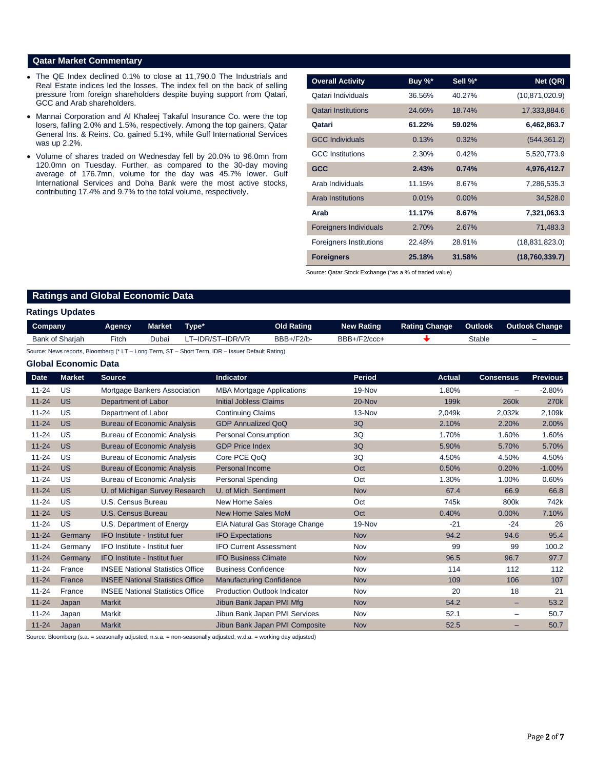## Qatar Market Commentary

- The QE Index declined 0.1% to close at 11,790.0 The Industrials and Real Estate indices led the losses. The index fell on the back of selling pressure from foreign shareholders despite buying support from Qatari, GCC and Arab shareholders.
- Mannai Corporation and Al Khaleej Takaful Insurance Co. were the top losers, falling 2.0% and 1.5%, respectively. Among the top gainers, Qatar General Ins. & Reins. Co. gained 5.1%, while Gulf International Services was up 2.2%.
- Volume of shares traded on Wednesday fell by 20.0% to 96.0mn from 120.0mn on Tuesday. Further, as compared to the 30-day moving average of 176.7mn, volume for the day was 45.7% lower. Gulf International Services and Doha Bank were the most active stocks, contributing 17.4% and 9.7% to the total volume, respectively.

| Overall Activity | Buy %* | Sell %* | Net (QR) |
|---|---|---|---|
| Qatari Individuals | 36.56% | 40.27% | (10,871,020.9) |
| Qatari Institutions | 24.66% | 18.74% | 17,333,884.6 |
| **Qatari** | **61.22%** | **59.02%** | **6,462,863.7** |
| GCC Individuals | 0.13% | 0.32% | (544,361.2) |
| GCC Institutions | 2.30% | 0.42% | 5,520,773.9 |
| **GCC** | **2.43%** | **0.74%** | **4,976,412.7** |
| Arab Individuals | 11.15% | 8.67% | 7,286,535.3 |
| Arab Institutions | 0.01% | 0.00% | 34,528.0 |
| **Arab** | **11.17%** | **8.67%** | **7,321,063.3** |
| Foreigners Individuals | 2.70% | 2.67% | 71,483.3 |
| Foreigners Institutions | 22.48% | 28.91% | (18,831,823.0) |
| **Foreigners** | **25.18%** | **31.58%** | **(18,760,339.7)** |

Source: Qatar Stock Exchange (*as a % of traded value)

## Ratings and Global Economic Data

### Ratings Updates

| Company | Agency | Market | Type* | Old Rating | New Rating | Rating Change | Outlook | Outlook Change |
|---|---|---|---|---|---|---|---|---|
| Bank of Sharjah | Fitch | Dubai | LT–IDR/ST–IDR/VR | BBB+/F2/b- | BBB+/F2/ccc+ | ↓ | Stable | – |

Source: News reports, Bloomberg (* LT – Long Term, ST – Short Term, IDR – Issuer Default Rating)

### Global Economic Data

| Date | Market | Source | Indicator | Period | Actual | Consensus | Previous |
|---|---|---|---|---|---|---|---|
| 11-24 | US | Mortgage Bankers Association | MBA Mortgage Applications | 19-Nov | 1.80% | – | -2.80% |
| 11-24 | US | Department of Labor | Initial Jobless Claims | 20-Nov | 199k | 260k | 270k |
| 11-24 | US | Department of Labor | Continuing Claims | 13-Nov | 2,049k | 2,032k | 2,109k |
| 11-24 | US | Bureau of Economic Analysis | GDP Annualized QoQ | 3Q | 2.10% | 2.20% | 2.00% |
| 11-24 | US | Bureau of Economic Analysis | Personal Consumption | 3Q | 1.70% | 1.60% | 1.60% |
| 11-24 | US | Bureau of Economic Analysis | GDP Price Index | 3Q | 5.90% | 5.70% | 5.70% |
| 11-24 | US | Bureau of Economic Analysis | Core PCE QoQ | 3Q | 4.50% | 4.50% | 4.50% |
| 11-24 | US | Bureau of Economic Analysis | Personal Income | Oct | 0.50% | 0.20% | -1.00% |
| 11-24 | US | Bureau of Economic Analysis | Personal Spending | Oct | 1.30% | 1.00% | 0.60% |
| 11-24 | US | U. of Michigan Survey Research | U. of Mich. Sentiment | Nov | 67.4 | 66.9 | 66.8 |
| 11-24 | US | U.S. Census Bureau | New Home Sales | Oct | 745k | 800k | 742k |
| 11-24 | US | U.S. Census Bureau | New Home Sales MoM | Oct | 0.40% | 0.00% | 7.10% |
| 11-24 | US | U.S. Department of Energy | EIA Natural Gas Storage Change | 19-Nov | -21 | -24 | 26 |
| 11-24 | Germany | IFO Institute - Institut fuer | IFO Expectations | Nov | 94.2 | 94.6 | 95.4 |
| 11-24 | Germany | IFO Institute - Institut fuer | IFO Current Assessment | Nov | 99 | 99 | 100.2 |
| 11-24 | Germany | IFO Institute - Institut fuer | IFO Business Climate | Nov | 96.5 | 96.7 | 97.7 |
| 11-24 | France | INSEE National Statistics Office | Business Confidence | Nov | 114 | 112 | 112 |
| 11-24 | France | INSEE National Statistics Office | Manufacturing Confidence | Nov | 109 | 106 | 107 |
| 11-24 | France | INSEE National Statistics Office | Production Outlook Indicator | Nov | 20 | 18 | 21 |
| 11-24 | Japan | Markit | Jibun Bank Japan PMI Mfg | Nov | 54.2 | – | 53.2 |
| 11-24 | Japan | Markit | Jibun Bank Japan PMI Services | Nov | 52.1 | – | 50.7 |
| 11-24 | Japan | Markit | Jibun Bank Japan PMI Composite | Nov | 52.5 | – | 50.7 |

Source: Bloomberg (s.a. = seasonally adjusted; n.s.a. = non-seasonally adjusted; w.d.a. = working day adjusted)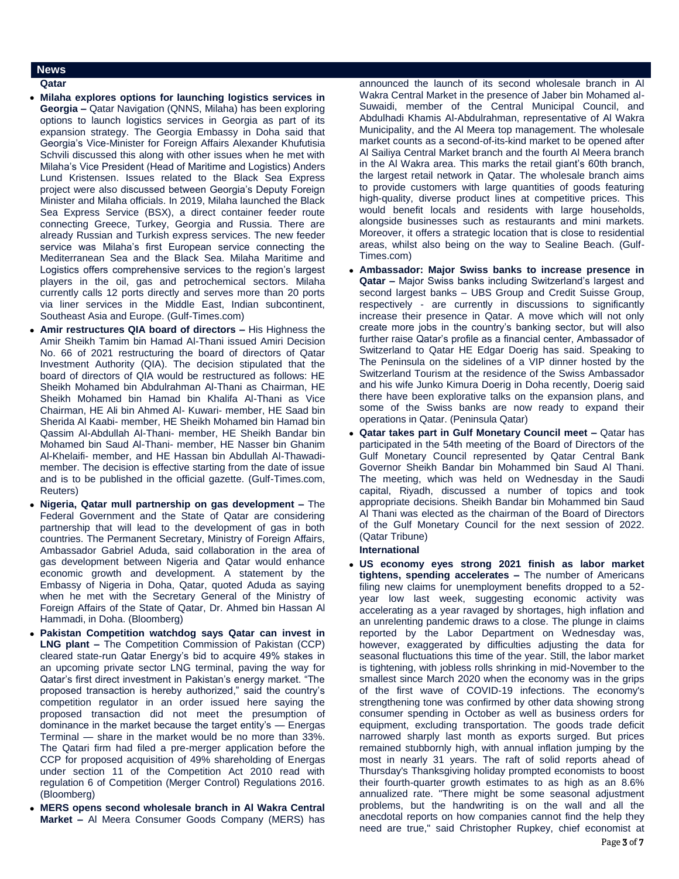## News

### Qatar

- **Milaha explores options for launching logistics services in Georgia –** Qatar Navigation (QNNS, Milaha) has been exploring options to launch logistics services in Georgia as part of its expansion strategy. The Georgia Embassy in Doha said that Georgia's Vice-Minister for Foreign Affairs Alexander Khufutisia Schvili discussed this along with other issues when he met with Milaha's Vice President (Head of Maritime and Logistics) Anders Lund Kristensen. Issues related to the Black Sea Express project were also discussed between Georgia's Deputy Foreign Minister and Milaha officials. In 2019, Milaha launched the Black Sea Express Service (BSX), a direct container feeder route connecting Greece, Turkey, Georgia and Russia. There are already Russian and Turkish express services. The new feeder service was Milaha's first European service connecting the Mediterranean Sea and the Black Sea. Milaha Maritime and Logistics offers comprehensive services to the region's largest players in the oil, gas and petrochemical sectors. Milaha currently calls 12 ports directly and serves more than 20 ports via liner services in the Middle East, Indian subcontinent, Southeast Asia and Europe. (Gulf-Times.com)
- **Amir restructures QIA board of directors –** His Highness the Amir Sheikh Tamim bin Hamad Al-Thani issued Amiri Decision No. 66 of 2021 restructuring the board of directors of Qatar Investment Authority (QIA). The decision stipulated that the board of directors of QIA would be restructured as follows: HE Sheikh Mohamed bin Abdulrahman Al-Thani as Chairman, HE Sheikh Mohamed bin Hamad bin Khalifa Al-Thani as Vice Chairman, HE Ali bin Ahmed Al- Kuwari- member, HE Saad bin Sherida Al Kaabi- member, HE Sheikh Mohamed bin Hamad bin Qassim Al-Abdullah Al-Thani- member, HE Sheikh Bandar bin Mohamed bin Saud Al-Thani- member, HE Nasser bin Ghanim Al-Khelaifi- member, and HE Hassan bin Abdullah Al-Thawadi- member. The decision is effective starting from the date of issue and is to be published in the official gazette. (Gulf-Times.com, Reuters)
- **Nigeria, Qatar mull partnership on gas development –** The Federal Government and the State of Qatar are considering partnership that will lead to the development of gas in both countries. The Permanent Secretary, Ministry of Foreign Affairs, Ambassador Gabriel Aduda, said collaboration in the area of gas development between Nigeria and Qatar would enhance economic growth and development. A statement by the Embassy of Nigeria in Doha, Qatar, quoted Aduda as saying when he met with the Secretary General of the Ministry of Foreign Affairs of the State of Qatar, Dr. Ahmed bin Hassan Al Hammadi, in Doha. (Bloomberg)
- **Pakistan Competition watchdog says Qatar can invest in LNG plant –** The Competition Commission of Pakistan (CCP) cleared state-run Qatar Energy's bid to acquire 49% stakes in an upcoming private sector LNG terminal, paving the way for Qatar's first direct investment in Pakistan's energy market. "The proposed transaction is hereby authorized," said the country's competition regulator in an order issued here saying the proposed transaction did not meet the presumption of dominance in the market because the target entity's — Energas Terminal — share in the market would be no more than 33%. The Qatari firm had filed a pre-merger application before the CCP for proposed acquisition of 49% shareholding of Energas under section 11 of the Competition Act 2010 read with regulation 6 of Competition (Merger Control) Regulations 2016. (Bloomberg)
- **MERS opens second wholesale branch in Al Wakra Central Market –** Al Meera Consumer Goods Company (MERS) has announced the launch of its second wholesale branch in Al Wakra Central Market in the presence of Jaber bin Mohamed al-Suwaidi, member of the Central Municipal Council, and Abdulhadi Khamis Al-Abdulrahman, representative of Al Wakra Municipality, and the Al Meera top management. The wholesale market counts as a second-of-its-kind market to be opened after Al Sailiya Central Market branch and the fourth Al Meera branch in the Al Wakra area. This marks the retail giant's 60th branch, the largest retail network in Qatar. The wholesale branch aims to provide customers with large quantities of goods featuring high-quality, diverse product lines at competitive prices. This would benefit locals and residents with large households, alongside businesses such as restaurants and mini markets. Moreover, it offers a strategic location that is close to residential areas, whilst also being on the way to Sealine Beach. (Gulf-Times.com)
- **Ambassador: Major Swiss banks to increase presence in Qatar –** Major Swiss banks including Switzerland's largest and second largest banks – UBS Group and Credit Suisse Group, respectively - are currently in discussions to significantly increase their presence in Qatar. A move which will not only create more jobs in the country's banking sector, but will also further raise Qatar's profile as a financial center, Ambassador of Switzerland to Qatar HE Edgar Doerig has said. Speaking to The Peninsula on the sidelines of a VIP dinner hosted by the Switzerland Tourism at the residence of the Swiss Ambassador and his wife Junko Kimura Doerig in Doha recently, Doerig said there have been explorative talks on the expansion plans, and some of the Swiss banks are now ready to expand their operations in Qatar. (Peninsula Qatar)
- **Qatar takes part in Gulf Monetary Council meet –** Qatar has participated in the 54th meeting of the Board of Directors of the Gulf Monetary Council represented by Qatar Central Bank Governor Sheikh Bandar bin Mohammed bin Saud Al Thani. The meeting, which was held on Wednesday in the Saudi capital, Riyadh, discussed a number of topics and took appropriate decisions. Sheikh Bandar bin Mohammed bin Saud Al Thani was elected as the chairman of the Board of Directors of the Gulf Monetary Council for the next session of 2022. (Qatar Tribune)

### International

- **US economy eyes strong 2021 finish as labor market tightens, spending accelerates –** The number of Americans filing new claims for unemployment benefits dropped to a 52-year low last week, suggesting economic activity was accelerating as a year ravaged by shortages, high inflation and an unrelenting pandemic draws to a close. The plunge in claims reported by the Labor Department on Wednesday was, however, exaggerated by difficulties adjusting the data for seasonal fluctuations this time of the year. Still, the labor market is tightening, with jobless rolls shrinking in mid-November to the smallest since March 2020 when the economy was in the grips of the first wave of COVID-19 infections. The economy's strengthening tone was confirmed by other data showing strong consumer spending in October as well as business orders for equipment, excluding transportation. The goods trade deficit narrowed sharply last month as exports surged. But prices remained stubbornly high, with annual inflation jumping by the most in nearly 31 years. The raft of solid reports ahead of Thursday's Thanksgiving holiday prompted economists to boost their fourth-quarter growth estimates to as high as an 8.6% annualized rate. "There might be some seasonal adjustment problems, but the handwriting is on the wall and all the anecdotal reports on how companies cannot find the help they need are true," said Christopher Rupkey, chief economist at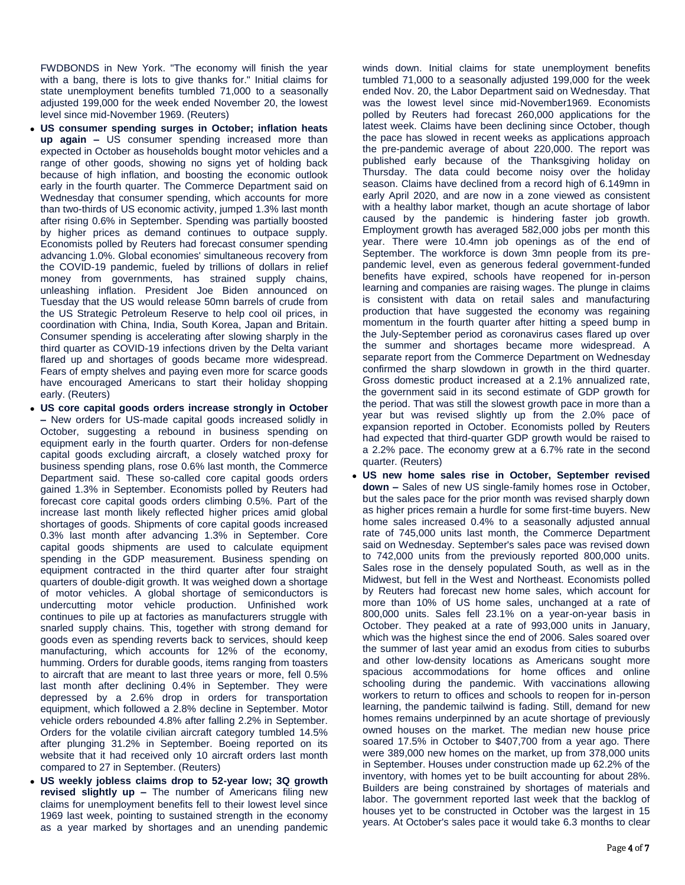FWDBONDS in New York. "The economy will finish the year with a bang, there is lots to give thanks for." Initial claims for state unemployment benefits tumbled 71,000 to a seasonally adjusted 199,000 for the week ended November 20, the lowest level since mid-November 1969. (Reuters)

- **US consumer spending surges in October; inflation heats up again –** US consumer spending increased more than expected in October as households bought motor vehicles and a range of other goods, showing no signs yet of holding back because of high inflation, and boosting the economic outlook early in the fourth quarter. The Commerce Department said on Wednesday that consumer spending, which accounts for more than two-thirds of US economic activity, jumped 1.3% last month after rising 0.6% in September. Spending was partially boosted by higher prices as demand continues to outpace supply. Economists polled by Reuters had forecast consumer spending advancing 1.0%. Global economies' simultaneous recovery from the COVID-19 pandemic, fueled by trillions of dollars in relief money from governments, has strained supply chains, unleashing inflation. President Joe Biden announced on Tuesday that the US would release 50mn barrels of crude from the US Strategic Petroleum Reserve to help cool oil prices, in coordination with China, India, South Korea, Japan and Britain. Consumer spending is accelerating after slowing sharply in the third quarter as COVID-19 infections driven by the Delta variant flared up and shortages of goods became more widespread. Fears of empty shelves and paying even more for scarce goods have encouraged Americans to start their holiday shopping early. (Reuters)
- **US core capital goods orders increase strongly in October –** New orders for US-made capital goods increased solidly in October, suggesting a rebound in business spending on equipment early in the fourth quarter. Orders for non-defense capital goods excluding aircraft, a closely watched proxy for business spending plans, rose 0.6% last month, the Commerce Department said. These so-called core capital goods orders gained 1.3% in September. Economists polled by Reuters had forecast core capital goods orders climbing 0.5%. Part of the increase last month likely reflected higher prices amid global shortages of goods. Shipments of core capital goods increased 0.3% last month after advancing 1.3% in September. Core capital goods shipments are used to calculate equipment spending in the GDP measurement. Business spending on equipment contracted in the third quarter after four straight quarters of double-digit growth. It was weighed down a shortage of motor vehicles. A global shortage of semiconductors is undercutting motor vehicle production. Unfinished work continues to pile up at factories as manufacturers struggle with snarled supply chains. This, together with strong demand for goods even as spending reverts back to services, should keep manufacturing, which accounts for 12% of the economy, humming. Orders for durable goods, items ranging from toasters to aircraft that are meant to last three years or more, fell 0.5% last month after declining 0.4% in September. They were depressed by a 2.6% drop in orders for transportation equipment, which followed a 2.8% decline in September. Motor vehicle orders rebounded 4.8% after falling 2.2% in September. Orders for the volatile civilian aircraft category tumbled 14.5% after plunging 31.2% in September. Boeing reported on its website that it had received only 10 aircraft orders last month compared to 27 in September. (Reuters)
- **US weekly jobless claims drop to 52-year low; 3Q growth revised slightly up –** The number of Americans filing new claims for unemployment benefits fell to their lowest level since 1969 last week, pointing to sustained strength in the economy as a year marked by shortages and an unending pandemic winds down. Initial claims for state unemployment benefits tumbled 71,000 to a seasonally adjusted 199,000 for the week ended Nov. 20, the Labor Department said on Wednesday. That was the lowest level since mid-November1969. Economists polled by Reuters had forecast 260,000 applications for the latest week. Claims have been declining since October, though the pace has slowed in recent weeks as applications approach the pre-pandemic average of about 220,000. The report was published early because of the Thanksgiving holiday on Thursday. The data could become noisy over the holiday season. Claims have declined from a record high of 6.149mn in early April 2020, and are now in a zone viewed as consistent with a healthy labor market, though an acute shortage of labor caused by the pandemic is hindering faster job growth. Employment growth has averaged 582,000 jobs per month this year. There were 10.4mn job openings as of the end of September. The workforce is down 3mn people from its pre-pandemic level, even as generous federal government-funded benefits have expired, schools have reopened for in-person learning and companies are raising wages. The plunge in claims is consistent with data on retail sales and manufacturing production that have suggested the economy was regaining momentum in the fourth quarter after hitting a speed bump in the July-September period as coronavirus cases flared up over the summer and shortages became more widespread. A separate report from the Commerce Department on Wednesday confirmed the sharp slowdown in growth in the third quarter. Gross domestic product increased at a 2.1% annualized rate, the government said in its second estimate of GDP growth for the period. That was still the slowest growth pace in more than a year but was revised slightly up from the 2.0% pace of expansion reported in October. Economists polled by Reuters had expected that third-quarter GDP growth would be raised to a 2.2% pace. The economy grew at a 6.7% rate in the second quarter. (Reuters)
- **US new home sales rise in October, September revised down –** Sales of new US single-family homes rose in October, but the sales pace for the prior month was revised sharply down as higher prices remain a hurdle for some first-time buyers. New home sales increased 0.4% to a seasonally adjusted annual rate of 745,000 units last month, the Commerce Department said on Wednesday. September's sales pace was revised down to 742,000 units from the previously reported 800,000 units. Sales rose in the densely populated South, as well as in the Midwest, but fell in the West and Northeast. Economists polled by Reuters had forecast new home sales, which account for more than 10% of US home sales, unchanged at a rate of 800,000 units. Sales fell 23.1% on a year-on-year basis in October. They peaked at a rate of 993,000 units in January, which was the highest since the end of 2006. Sales soared over the summer of last year amid an exodus from cities to suburbs and other low-density locations as Americans sought more spacious accommodations for home offices and online schooling during the pandemic. With vaccinations allowing workers to return to offices and schools to reopen for in-person learning, the pandemic tailwind is fading. Still, demand for new homes remains underpinned by an acute shortage of previously owned houses on the market. The median new house price soared 17.5% in October to $407,700 from a year ago. There were 389,000 new homes on the market, up from 378,000 units in September. Houses under construction made up 62.2% of the inventory, with homes yet to be built accounting for about 28%. Builders are being constrained by shortages of materials and labor. The government reported last week that the backlog of houses yet to be constructed in October was the largest in 15 years. At October's sales pace it would take 6.3 months to clear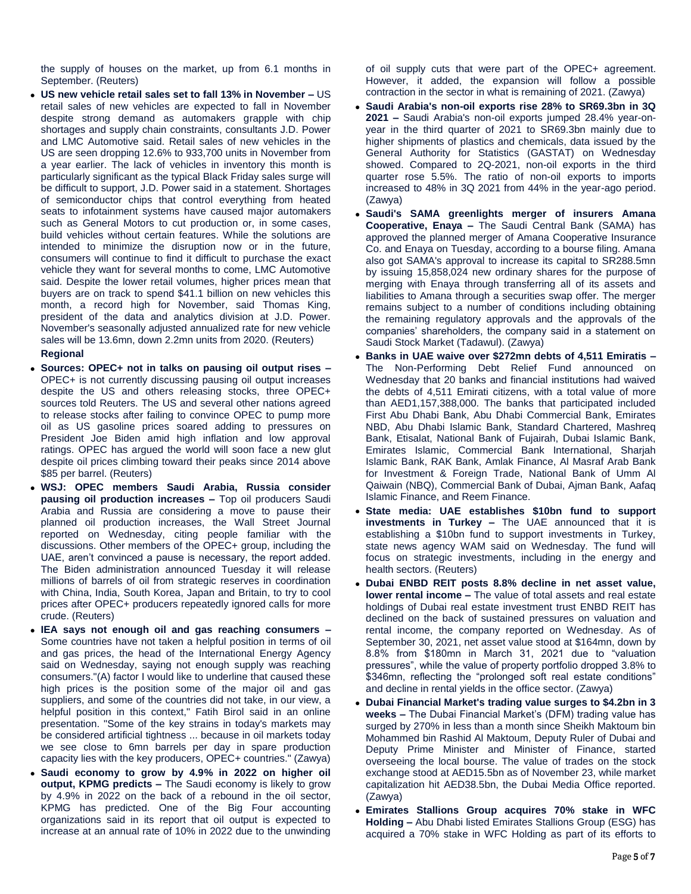the supply of houses on the market, up from 6.1 months in September. (Reuters)

- **US new vehicle retail sales set to fall 13% in November –** US retail sales of new vehicles are expected to fall in November despite strong demand as automakers grapple with chip shortages and supply chain constraints, consultants J.D. Power and LMC Automotive said. Retail sales of new vehicles in the US are seen dropping 12.6% to 933,700 units in November from a year earlier. The lack of vehicles in inventory this month is particularly significant as the typical Black Friday sales surge will be difficult to support, J.D. Power said in a statement. Shortages of semiconductor chips that control everything from heated seats to infotainment systems have caused major automakers such as General Motors to cut production or, in some cases, build vehicles without certain features. While the solutions are intended to minimize the disruption now or in the future, consumers will continue to find it difficult to purchase the exact vehicle they want for several months to come, LMC Automotive said. Despite the lower retail volumes, higher prices mean that buyers are on track to spend $41.1 billion on new vehicles this month, a record high for November, said Thomas King, president of the data and analytics division at J.D. Power. November's seasonally adjusted annualized rate for new vehicle sales will be 13.6mn, down 2.2mn units from 2020. (Reuters)

**Regional**

- **Sources: OPEC+ not in talks on pausing oil output rises –** OPEC+ is not currently discussing pausing oil output increases despite the US and others releasing stocks, three OPEC+ sources told Reuters. The US and several other nations agreed to release stocks after failing to convince OPEC to pump more oil as US gasoline prices soared adding to pressures on President Joe Biden amid high inflation and low approval ratings. OPEC has argued the world will soon face a new glut despite oil prices climbing toward their peaks since 2014 above $85 per barrel. (Reuters)
- **WSJ: OPEC members Saudi Arabia, Russia consider pausing oil production increases –** Top oil producers Saudi Arabia and Russia are considering a move to pause their planned oil production increases, the Wall Street Journal reported on Wednesday, citing people familiar with the discussions. Other members of the OPEC+ group, including the UAE, aren't convinced a pause is necessary, the report added. The Biden administration announced Tuesday it will release millions of barrels of oil from strategic reserves in coordination with China, India, South Korea, Japan and Britain, to try to cool prices after OPEC+ producers repeatedly ignored calls for more crude. (Reuters)
- **IEA says not enough oil and gas reaching consumers –** Some countries have not taken a helpful position in terms of oil and gas prices, the head of the International Energy Agency said on Wednesday, saying not enough supply was reaching consumers."(A) factor I would like to underline that caused these high prices is the position some of the major oil and gas suppliers, and some of the countries did not take, in our view, a helpful position in this context," Fatih Birol said in an online presentation. "Some of the key strains in today's markets may be considered artificial tightness ... because in oil markets today we see close to 6mn barrels per day in spare production capacity lies with the key producers, OPEC+ countries." (Zawya)
- **Saudi economy to grow by 4.9% in 2022 on higher oil output, KPMG predicts –** The Saudi economy is likely to grow by 4.9% in 2022 on the back of a rebound in the oil sector, KPMG has predicted. One of the Big Four accounting organizations said in its report that oil output is expected to increase at an annual rate of 10% in 2022 due to the unwinding of oil supply cuts that were part of the OPEC+ agreement. However, it added, the expansion will follow a possible contraction in the sector in what is remaining of 2021. (Zawya)
- **Saudi Arabia's non-oil exports rise 28% to SR69.3bn in 3Q 2021 –** Saudi Arabia's non-oil exports jumped 28.4% year-on-year in the third quarter of 2021 to SR69.3bn mainly due to higher shipments of plastics and chemicals, data issued by the General Authority for Statistics (GASTAT) on Wednesday showed. Compared to 2Q-2021, non-oil exports in the third quarter rose 5.5%. The ratio of non-oil exports to imports increased to 48% in 3Q 2021 from 44% in the year-ago period. (Zawya)
- **Saudi's SAMA greenlights merger of insurers Amana Cooperative, Enaya –** The Saudi Central Bank (SAMA) has approved the planned merger of Amana Cooperative Insurance Co. and Enaya on Tuesday, according to a bourse filing. Amana also got SAMA's approval to increase its capital to SR288.5mn by issuing 15,858,024 new ordinary shares for the purpose of merging with Enaya through transferring all of its assets and liabilities to Amana through a securities swap offer. The merger remains subject to a number of conditions including obtaining the remaining regulatory approvals and the approvals of the companies' shareholders, the company said in a statement on Saudi Stock Market (Tadawul). (Zawya)
- **Banks in UAE waive over $272mn debts of 4,511 Emiratis –** The Non-Performing Debt Relief Fund announced on Wednesday that 20 banks and financial institutions had waived the debts of 4,511 Emirati citizens, with a total value of more than AED1,157,388,000. The banks that participated included First Abu Dhabi Bank, Abu Dhabi Commercial Bank, Emirates NBD, Abu Dhabi Islamic Bank, Standard Chartered, Mashreq Bank, Etisalat, National Bank of Fujairah, Dubai Islamic Bank, Emirates Islamic, Commercial Bank International, Sharjah Islamic Bank, RAK Bank, Amlak Finance, Al Masraf Arab Bank for Investment & Foreign Trade, National Bank of Umm Al Qaiwain (NBQ), Commercial Bank of Dubai, Ajman Bank, Aafaq Islamic Finance, and Reem Finance.
- **State media: UAE establishes $10bn fund to support investments in Turkey –** The UAE announced that it is establishing a $10bn fund to support investments in Turkey, state news agency WAM said on Wednesday. The fund will focus on strategic investments, including in the energy and health sectors. (Reuters)
- **Dubai ENBD REIT posts 8.8% decline in net asset value, lower rental income –** The value of total assets and real estate holdings of Dubai real estate investment trust ENBD REIT has declined on the back of sustained pressures on valuation and rental income, the company reported on Wednesday. As of September 30, 2021, net asset value stood at $164mn, down by 8.8% from $180mn in March 31, 2021 due to "valuation pressures", while the value of property portfolio dropped 3.8% to $346mn, reflecting the "prolonged soft real estate conditions" and decline in rental yields in the office sector. (Zawya)
- **Dubai Financial Market's trading value surges to $4.2bn in 3 weeks –** The Dubai Financial Market's (DFM) trading value has surged by 270% in less than a month since Sheikh Maktoum bin Mohammed bin Rashid Al Maktoum, Deputy Ruler of Dubai and Deputy Prime Minister and Minister of Finance, started overseeing the local bourse. The value of trades on the stock exchange stood at AED15.5bn as of November 23, while market capitalization hit AED38.5bn, the Dubai Media Office reported. (Zawya)
- **Emirates Stallions Group acquires 70% stake in WFC Holding –** Abu Dhabi listed Emirates Stallions Group (ESG) has acquired a 70% stake in WFC Holding as part of its efforts to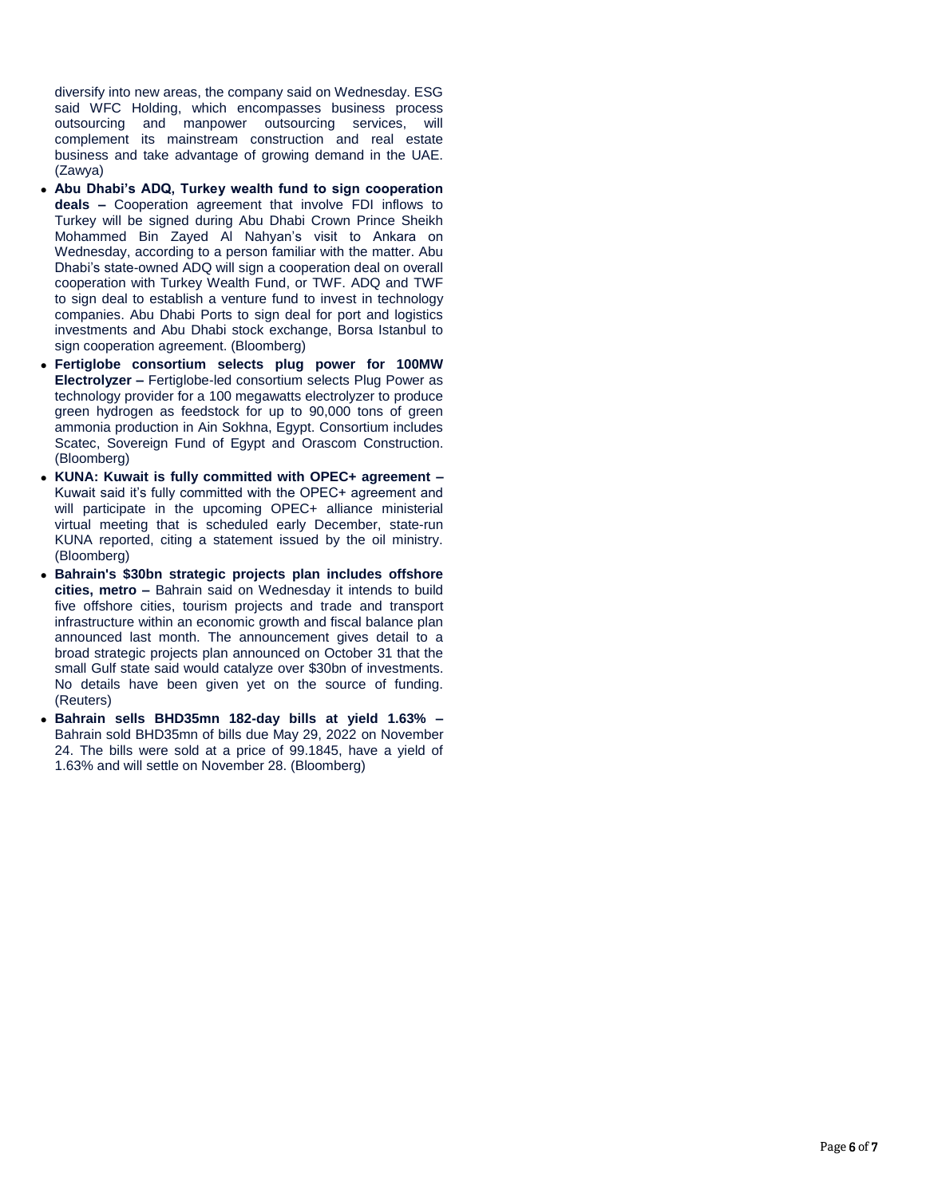diversify into new areas, the company said on Wednesday. ESG said WFC Holding, which encompasses business process outsourcing and manpower outsourcing services, will complement its mainstream construction and real estate business and take advantage of growing demand in the UAE. (Zawya)

- **Abu Dhabi's ADQ, Turkey wealth fund to sign cooperation deals –** Cooperation agreement that involve FDI inflows to Turkey will be signed during Abu Dhabi Crown Prince Sheikh Mohammed Bin Zayed Al Nahyan's visit to Ankara on Wednesday, according to a person familiar with the matter. Abu Dhabi's state-owned ADQ will sign a cooperation deal on overall cooperation with Turkey Wealth Fund, or TWF. ADQ and TWF to sign deal to establish a venture fund to invest in technology companies. Abu Dhabi Ports to sign deal for port and logistics investments and Abu Dhabi stock exchange, Borsa Istanbul to sign cooperation agreement. (Bloomberg)
- **Fertiglobe consortium selects plug power for 100MW Electrolyzer –** Fertiglobe-led consortium selects Plug Power as technology provider for a 100 megawatts electrolyzer to produce green hydrogen as feedstock for up to 90,000 tons of green ammonia production in Ain Sokhna, Egypt. Consortium includes Scatec, Sovereign Fund of Egypt and Orascom Construction. (Bloomberg)
- **KUNA: Kuwait is fully committed with OPEC+ agreement –** Kuwait said it's fully committed with the OPEC+ agreement and will participate in the upcoming OPEC+ alliance ministerial virtual meeting that is scheduled early December, state-run KUNA reported, citing a statement issued by the oil ministry. (Bloomberg)
- **Bahrain's $30bn strategic projects plan includes offshore cities, metro –** Bahrain said on Wednesday it intends to build five offshore cities, tourism projects and trade and transport infrastructure within an economic growth and fiscal balance plan announced last month. The announcement gives detail to a broad strategic projects plan announced on October 31 that the small Gulf state said would catalyze over $30bn of investments. No details have been given yet on the source of funding. (Reuters)
- **Bahrain sells BHD35mn 182-day bills at yield 1.63% –** Bahrain sold BHD35mn of bills due May 29, 2022 on November 24. The bills were sold at a price of 99.1845, have a yield of 1.63% and will settle on November 28. (Bloomberg)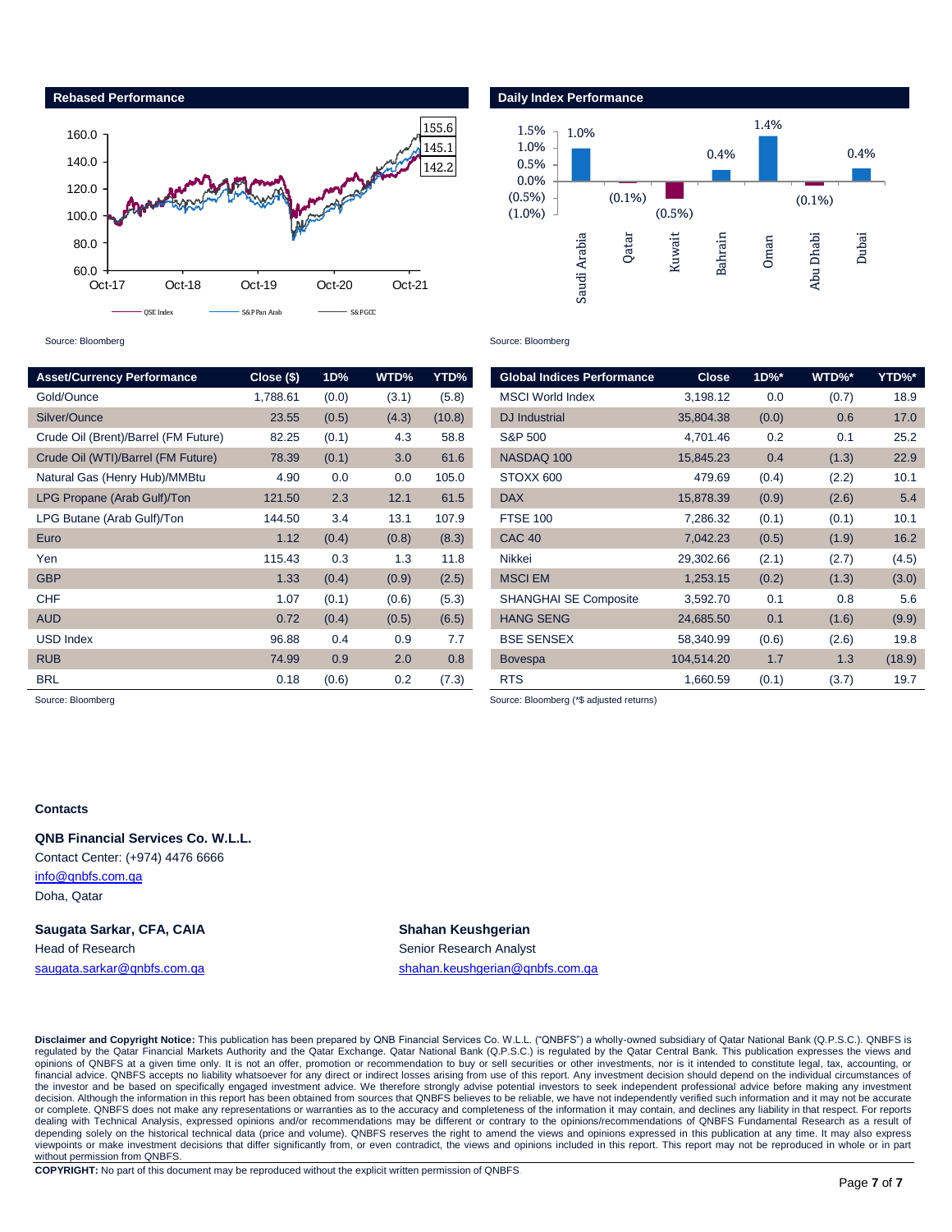**Rebased Performance**

160.0
140.0
120.0
100.0
80.0
60.0

Oct-17 Oct-18 Oct-19 Oct-20 Oct-21

155.6
145.1
142.2

QSE Index S&P Pan Arab S&P GCC

Source: Bloomberg

**Daily Index Performance**

1.5%
1.0%
0.5%
0.0%
(0.5%)
(1.0%)

1.0% (0.1%) (0.5%) 0.4% 1.4% (0.1%) 0.4%

Saudi Arabia Qatar Kuwait Bahrain Oman Abu Dhabi Dubai

Source: Bloomberg

| Asset/Currency Performance | Close ($) | 1D% | WTD% | YTD% |
|---|---|---|---|---|
| Gold/Ounce | 1,788.61 | (0.0) | (3.1) | (5.8) |
| Silver/Ounce | 23.55 | (0.5) | (4.3) | (10.8) |
| Crude Oil (Brent)/Barrel (FM Future) | 82.25 | (0.1) | 4.3 | 58.8 |
| Crude Oil (WTI)/Barrel (FM Future) | 78.39 | (0.1) | 3.0 | 61.6 |
| Natural Gas (Henry Hub)/MMBtu | 4.90 | 0.0 | 0.0 | 105.0 |
| LPG Propane (Arab Gulf)/Ton | 121.50 | 2.3 | 12.1 | 61.5 |
| LPG Butane (Arab Gulf)/Ton | 144.50 | 3.4 | 13.1 | 107.9 |
| Euro | 1.12 | (0.4) | (0.8) | (8.3) |
| Yen | 115.43 | 0.3 | 1.3 | 11.8 |
| GBP | 1.33 | (0.4) | (0.9) | (2.5) |
| CHF | 1.07 | (0.1) | (0.6) | (5.3) |
| AUD | 0.72 | (0.4) | (0.5) | (6.5) |
| USD Index | 96.88 | 0.4 | 0.9 | 7.7 |
| RUB | 74.99 | 0.9 | 2.0 | 0.8 |
| BRL | 0.18 | (0.6) | 0.2 | (7.3) |

Source: Bloomberg

| Global Indices Performance | Close | 1D%* | WTD%* | YTD%* |
|---|---|---|---|---|
| MSCI World Index | 3,198.12 | 0.0 | (0.7) | 18.9 |
| DJ Industrial | 35,804.38 | (0.0) | 0.6 | 17.0 |
| S&P 500 | 4,701.46 | 0.2 | 0.1 | 25.2 |
| NASDAQ 100 | 15,845.23 | 0.4 | (1.3) | 22.9 |
| STOXX 600 | 479.69 | (0.4) | (2.2) | 10.1 |
| DAX | 15,878.39 | (0.9) | (2.6) | 5.4 |
| FTSE 100 | 7,286.32 | (0.1) | (0.1) | 10.1 |
| CAC 40 | 7,042.23 | (0.5) | (1.9) | 16.2 |
| Nikkei | 29,302.66 | (2.1) | (2.7) | (4.5) |
| MSCI EM | 1,253.15 | (0.2) | (1.3) | (3.0) |
| SHANGHAI SE Composite | 3,592.70 | 0.1 | 0.8 | 5.6 |
| HANG SENG | 24,685.50 | 0.1 | (1.6) | (9.9) |
| BSE SENSEX | 58,340.99 | (0.6) | (2.6) | 19.8 |
| Bovespa | 104,514.20 | 1.7 | 1.3 | (18.9) |
| RTS | 1,660.59 | (0.1) | (3.7) | 19.7 |

Source: Bloomberg (*$ adjusted returns)

**Contacts**

**QNB Financial Services Co. W.L.L.**
Contact Center: (+974) 4476 6666
info@qnbfs.com.qa
Doha, Qatar

**Saugata Sarkar, CFA, CAIA**
Head of Research
saugata.sarkar@qnbfs.com.qa

**Shahan Keushgerian**
Senior Research Analyst
shahan.keushgerian@qnbfs.com.qa

**Disclaimer and Copyright Notice:** This publication has been prepared by QNB Financial Services Co. W.L.L. ("QNBFS") a wholly-owned subsidiary of Qatar National Bank (Q.P.S.C.). QNBFS is regulated by the Qatar Financial Markets Authority and the Qatar Exchange. Qatar National Bank (Q.P.S.C.) is regulated by the Qatar Central Bank. This publication expresses the views and opinions of QNBFS at a given time only. It is not an offer, promotion or recommendation to buy or sell securities or other investments, nor is it intended to constitute legal, tax, accounting, or financial advice. QNBFS accepts no liability whatsoever for any direct or indirect losses arising from use of this report. Any investment decision should depend on the individual circumstances of the investor and be based on specifically engaged investment advice. We therefore strongly advise potential investors to seek independent professional advice before making any investment decision. Although the information in this report has been obtained from sources that QNBFS believes to be reliable, we have not independently verified such information and it may not be accurate or complete. QNBFS does not make any representations or warranties as to the accuracy and completeness of the information it may contain, and declines any liability in that respect. For reports dealing with Technical Analysis, expressed opinions and/or recommendations may be different or contrary to the opinions/recommendations of QNBFS Fundamental Research as a result of depending solely on the historical technical data (price and volume). QNBFS reserves the right to amend the views and opinions expressed in this publication at any time. It may also express viewpoints or make investment decisions that differ significantly from, or even contradict, the views and opinions included in this report. This report may not be reproduced in whole or in part without permission from QNBFS.

**COPYRIGHT:** No part of this document may be reproduced without the explicit written permission of QNBFS